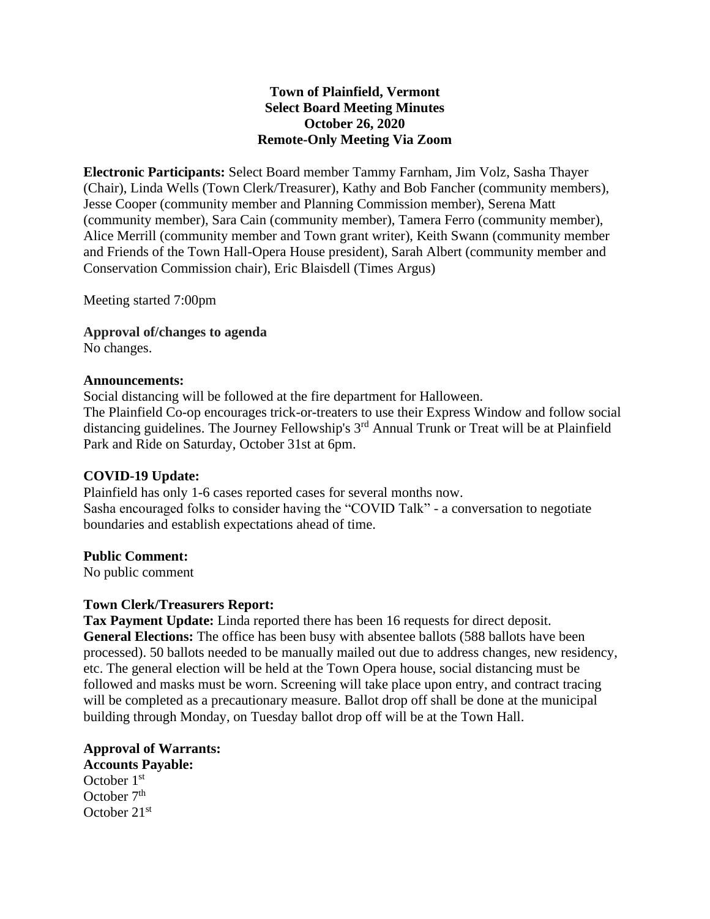**Town of Plainfield, Vermont**
**Select Board Meeting Minutes**
**October 26, 2020**
**Remote-Only Meeting Via Zoom**

**Electronic Participants:** Select Board member Tammy Farnham, Jim Volz, Sasha Thayer (Chair), Linda Wells (Town Clerk/Treasurer), Kathy and Bob Fancher (community members), Jesse Cooper (community member and Planning Commission member), Serena Matt (community member), Sara Cain (community member), Tamera Ferro (community member), Alice Merrill (community member and Town grant writer), Keith Swann (community member and Friends of the Town Hall-Opera House president), Sarah Albert (community member and Conservation Commission chair), Eric Blaisdell (Times Argus)

Meeting started 7:00pm

**Approval of/changes to agenda**
No changes.

**Announcements:**
Social distancing will be followed at the fire department for Halloween.
The Plainfield Co-op encourages trick-or-treaters to use their Express Window and follow social distancing guidelines. The Journey Fellowship's 3rd Annual Trunk or Treat will be at Plainfield Park and Ride on Saturday, October 31st at 6pm.

**COVID-19 Update:**
Plainfield has only 1-6 cases reported cases for several months now.
Sasha encouraged folks to consider having the "COVID Talk" - a conversation to negotiate boundaries and establish expectations ahead of time.

**Public Comment:**
No public comment

**Town Clerk/Treasurers Report:**
**Tax Payment Update:** Linda reported there has been 16 requests for direct deposit.
**General Elections:** The office has been busy with absentee ballots (588 ballots have been processed). 50 ballots needed to be manually mailed out due to address changes, new residency, etc. The general election will be held at the Town Opera house, social distancing must be followed and masks must be worn. Screening will take place upon entry, and contract tracing will be completed as a precautionary measure. Ballot drop off shall be done at the municipal building through Monday, on Tuesday ballot drop off will be at the Town Hall.

**Approval of Warrants:**
**Accounts Payable:**
October 1st
October 7th
October 21st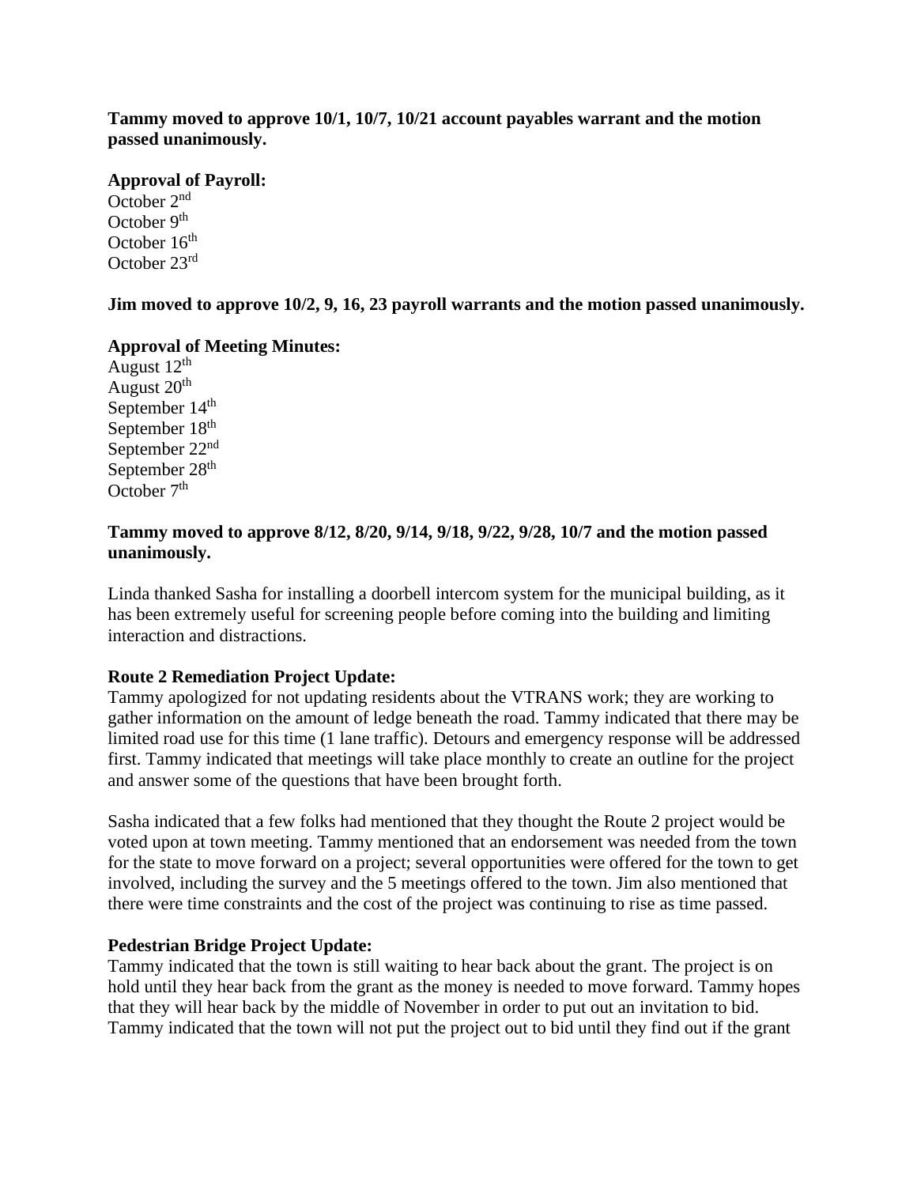**Tammy moved to approve 10/1, 10/7, 10/21 account payables warrant and the motion passed unanimously.**

**Approval of Payroll:**
October 2nd
October 9th
October 16th
October 23rd

**Jim moved to approve 10/2, 9, 16, 23 payroll warrants and the motion passed unanimously.**

**Approval of Meeting Minutes:**
August 12th
August 20th
September 14th
September 18th
September 22nd
September 28th
October 7th

**Tammy moved to approve 8/12, 8/20, 9/14, 9/18, 9/22, 9/28, 10/7 and the motion passed unanimously.**

Linda thanked Sasha for installing a doorbell intercom system for the municipal building, as it has been extremely useful for screening people before coming into the building and limiting interaction and distractions.

**Route 2 Remediation Project Update:**
Tammy apologized for not updating residents about the VTRANS work; they are working to gather information on the amount of ledge beneath the road. Tammy indicated that there may be limited road use for this time (1 lane traffic). Detours and emergency response will be addressed first. Tammy indicated that meetings will take place monthly to create an outline for the project and answer some of the questions that have been brought forth.

Sasha indicated that a few folks had mentioned that they thought the Route 2 project would be voted upon at town meeting. Tammy mentioned that an endorsement was needed from the town for the state to move forward on a project; several opportunities were offered for the town to get involved, including the survey and the 5 meetings offered to the town. Jim also mentioned that there were time constraints and the cost of the project was continuing to rise as time passed.

**Pedestrian Bridge Project Update:**
Tammy indicated that the town is still waiting to hear back about the grant. The project is on hold until they hear back from the grant as the money is needed to move forward. Tammy hopes that they will hear back by the middle of November in order to put out an invitation to bid. Tammy indicated that the town will not put the project out to bid until they find out if the grant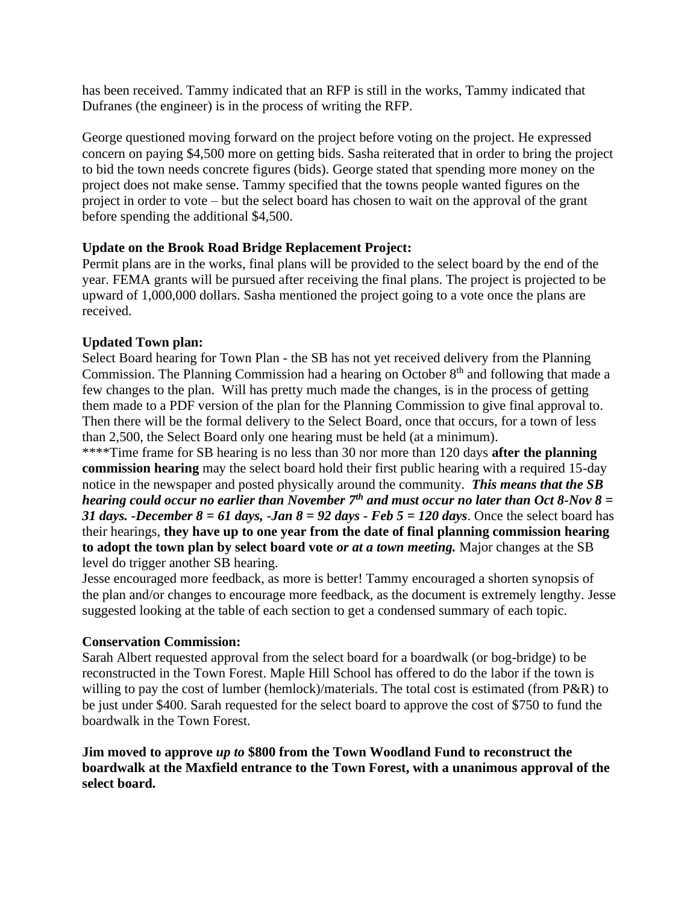has been received. Tammy indicated that an RFP is still in the works, Tammy indicated that Dufranes (the engineer) is in the process of writing the RFP.

George questioned moving forward on the project before voting on the project. He expressed concern on paying $4,500 more on getting bids. Sasha reiterated that in order to bring the project to bid the town needs concrete figures (bids). George stated that spending more money on the project does not make sense. Tammy specified that the towns people wanted figures on the project in order to vote – but the select board has chosen to wait on the approval of the grant before spending the additional $4,500.

**Update on the Brook Road Bridge Replacement Project:**
Permit plans are in the works, final plans will be provided to the select board by the end of the year. FEMA grants will be pursued after receiving the final plans. The project is projected to be upward of 1,000,000 dollars. Sasha mentioned the project going to a vote once the plans are received.

**Updated Town plan:**
Select Board hearing for Town Plan - the SB has not yet received delivery from the Planning Commission. The Planning Commission had a hearing on October 8th and following that made a few changes to the plan. Will has pretty much made the changes, is in the process of getting them made to a PDF version of the plan for the Planning Commission to give final approval to. Then there will be the formal delivery to the Select Board, once that occurs, for a town of less than 2,500, the Select Board only one hearing must be held (at a minimum).
****Time frame for SB hearing is no less than 30 nor more than 120 days **after the planning commission hearing** may the select board hold their first public hearing with a required 15-day notice in the newspaper and posted physically around the community. ***This means that the SB hearing could occur no earlier than November 7th and must occur no later than Oct 8-Nov 8 = 31 days. -December 8 = 61 days, -Jan 8 = 92 days - Feb 5 = 120 days***. Once the select board has their hearings, **they have up to one year from the date of final planning commission hearing to adopt the town plan by select board vote *or at a town meeting.*** Major changes at the SB level do trigger another SB hearing.
Jesse encouraged more feedback, as more is better! Tammy encouraged a shorten synopsis of the plan and/or changes to encourage more feedback, as the document is extremely lengthy. Jesse suggested looking at the table of each section to get a condensed summary of each topic.

**Conservation Commission:**
Sarah Albert requested approval from the select board for a boardwalk (or bog-bridge) to be reconstructed in the Town Forest. Maple Hill School has offered to do the labor if the town is willing to pay the cost of lumber (hemlock)/materials. The total cost is estimated (from P&R) to be just under $400. Sarah requested for the select board to approve the cost of $750 to fund the boardwalk in the Town Forest.

**Jim moved to approve *up to* $800 from the Town Woodland Fund to reconstruct the boardwalk at the Maxfield entrance to the Town Forest, with a unanimous approval of the select board.**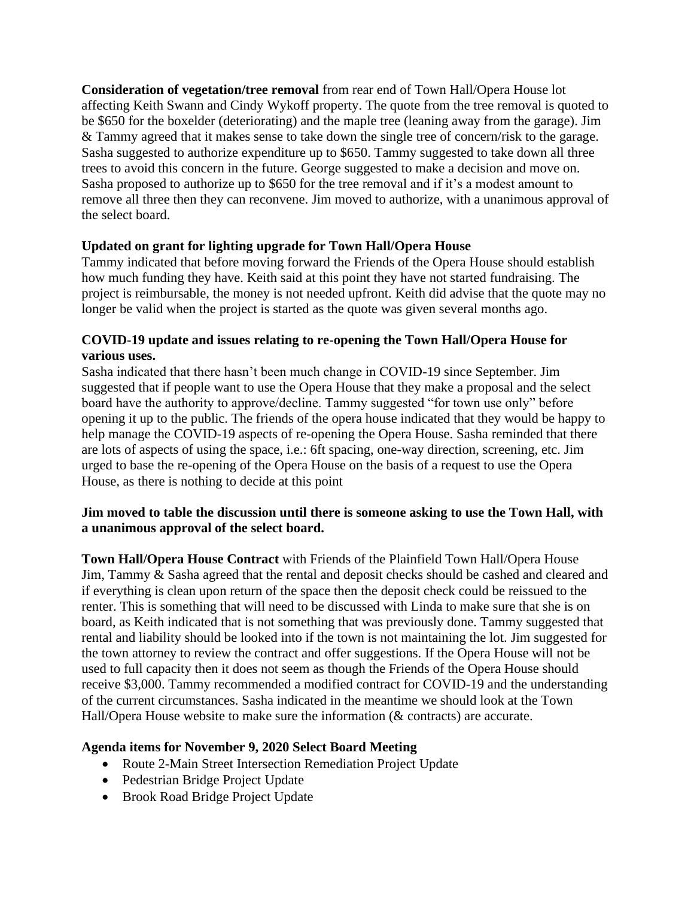**Consideration of vegetation/tree removal** from rear end of Town Hall/Opera House lot affecting Keith Swann and Cindy Wykoff property. The quote from the tree removal is quoted to be $650 for the boxelder (deteriorating) and the maple tree (leaning away from the garage). Jim & Tammy agreed that it makes sense to take down the single tree of concern/risk to the garage. Sasha suggested to authorize expenditure up to $650. Tammy suggested to take down all three trees to avoid this concern in the future. George suggested to make a decision and move on. Sasha proposed to authorize up to $650 for the tree removal and if it's a modest amount to remove all three then they can reconvene. Jim moved to authorize, with a unanimous approval of the select board.

**Updated on grant for lighting upgrade for Town Hall/Opera House**

Tammy indicated that before moving forward the Friends of the Opera House should establish how much funding they have. Keith said at this point they have not started fundraising. The project is reimbursable, the money is not needed upfront. Keith did advise that the quote may no longer be valid when the project is started as the quote was given several months ago.

**COVID-19 update and issues relating to re-opening the Town Hall/Opera House for various uses.**

Sasha indicated that there hasn't been much change in COVID-19 since September. Jim suggested that if people want to use the Opera House that they make a proposal and the select board have the authority to approve/decline. Tammy suggested "for town use only" before opening it up to the public. The friends of the opera house indicated that they would be happy to help manage the COVID-19 aspects of re-opening the Opera House. Sasha reminded that there are lots of aspects of using the space, i.e.: 6ft spacing, one-way direction, screening, etc. Jim urged to base the re-opening of the Opera House on the basis of a request to use the Opera House, as there is nothing to decide at this point

**Jim moved to table the discussion until there is someone asking to use the Town Hall, with a unanimous approval of the select board.**

**Town Hall/Opera House Contract** with Friends of the Plainfield Town Hall/Opera House
Jim, Tammy & Sasha agreed that the rental and deposit checks should be cashed and cleared and if everything is clean upon return of the space then the deposit check could be reissued to the renter. This is something that will need to be discussed with Linda to make sure that she is on board, as Keith indicated that is not something that was previously done. Tammy suggested that rental and liability should be looked into if the town is not maintaining the lot. Jim suggested for the town attorney to review the contract and offer suggestions. If the Opera House will not be used to full capacity then it does not seem as though the Friends of the Opera House should receive $3,000. Tammy recommended a modified contract for COVID-19 and the understanding of the current circumstances. Sasha indicated in the meantime we should look at the Town Hall/Opera House website to make sure the information (& contracts) are accurate.

**Agenda items for November 9, 2020 Select Board Meeting**

- Route 2-Main Street Intersection Remediation Project Update
- Pedestrian Bridge Project Update
- Brook Road Bridge Project Update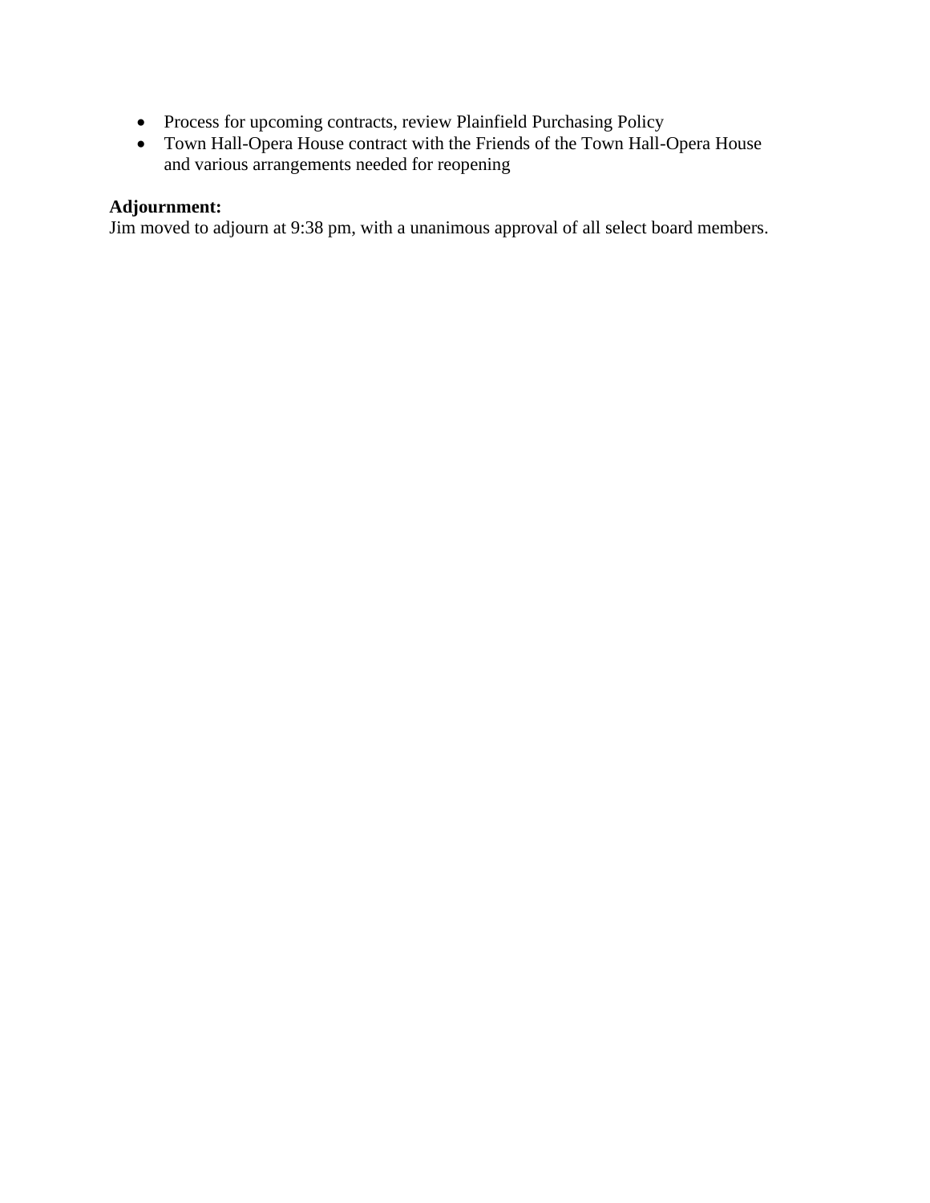- Process for upcoming contracts, review Plainfield Purchasing Policy
- Town Hall-Opera House contract with the Friends of the Town Hall-Opera House and various arrangements needed for reopening

**Adjournment:**
Jim moved to adjourn at 9:38 pm, with a unanimous approval of all select board members.